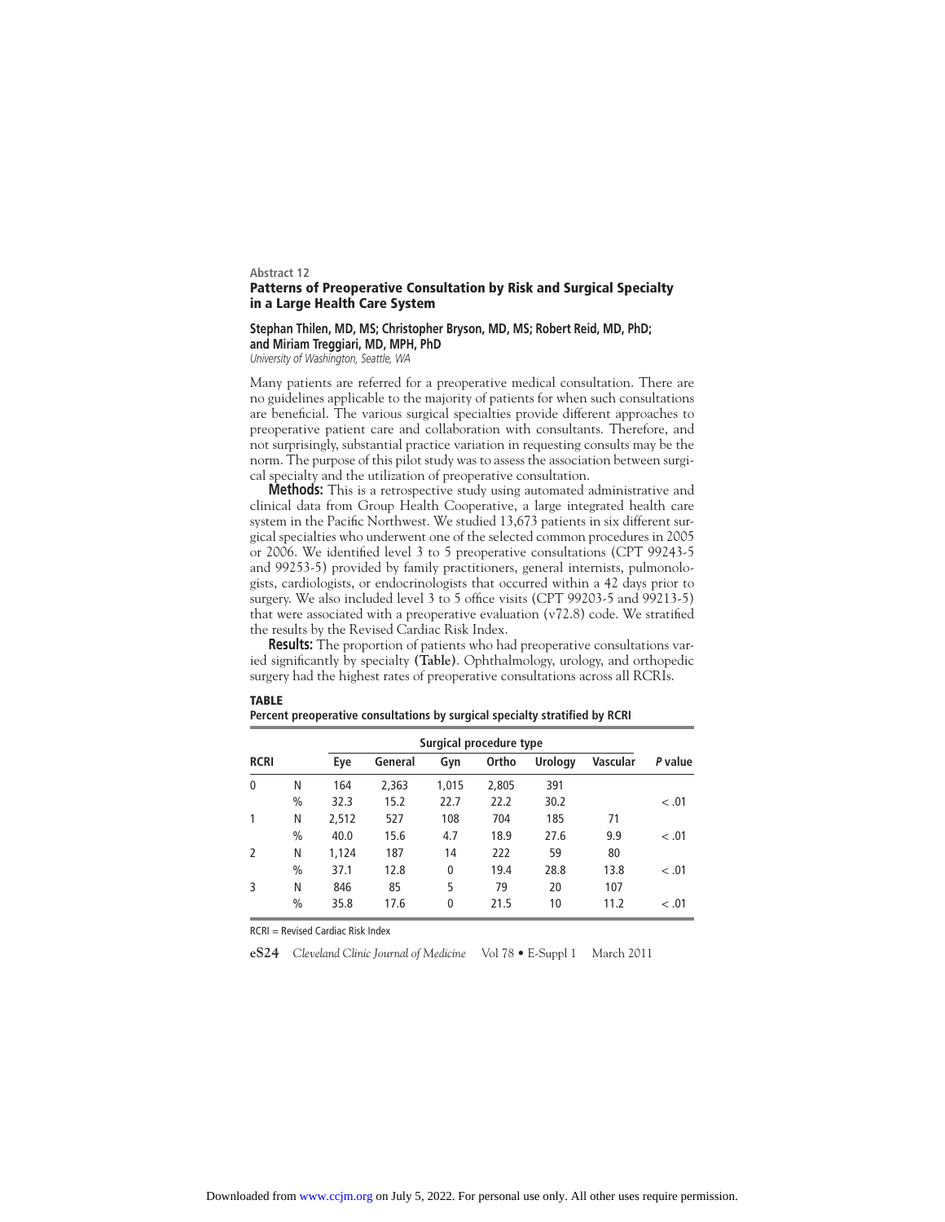Abstract 12

## Patterns of Preoperative Consultation by Risk and Surgical Specialty in a Large Health Care System

**Stephan Thilen, MD, MS; Christopher Bryson, MD, MS; Robert Reid, MD, PhD; and Miriam Treggiari, MD, MPH, PhD**
*University of Washington, Seattle, WA*

Many patients are referred for a preoperative medical consultation. There are no guidelines applicable to the majority of patients for when such consultations are beneficial. The various surgical specialties provide different approaches to preoperative patient care and collaboration with consultants. Therefore, and not surprisingly, substantial practice variation in requesting consults may be the norm. The purpose of this pilot study was to assess the association between surgical specialty and the utilization of preoperative consultation.

**Methods:** This is a retrospective study using automated administrative and clinical data from Group Health Cooperative, a large integrated health care system in the Pacific Northwest. We studied 13,673 patients in six different surgical specialties who underwent one of the selected common procedures in 2005 or 2006. We identified level 3 to 5 preoperative consultations (CPT 99243-5 and 99253-5) provided by family practitioners, general internists, pulmonologists, cardiologists, or endocrinologists that occurred within a 42 days prior to surgery. We also included level 3 to 5 office visits (CPT 99203-5 and 99213-5) that were associated with a preoperative evaluation (v72.8) code. We stratified the results by the Revised Cardiac Risk Index.

**Results:** The proportion of patients who had preoperative consultations varied significantly by specialty **(Table)**. Ophthalmology, urology, and orthopedic surgery had the highest rates of preoperative consultations across all RCRIs.

**TABLE**
**Percent preoperative consultations by surgical specialty stratified by RCRI**

| | | Surgical procedure type | | | | | | |
|---|---|---|---|---|---|---|---|---|
| **RCRI** | | **Eye** | **General** | **Gyn** | **Ortho** | **Urology** | **Vascular** | ***P* value** |
| 0 | N | 164 | 2,363 | 1,015 | 2,805 | 391 | | |
| | % | 32.3 | 15.2 | 22.7 | 22.2 | 30.2 | | < .01 |
| 1 | N | 2,512 | 527 | 108 | 704 | 185 | 71 | |
| | % | 40.0 | 15.6 | 4.7 | 18.9 | 27.6 | 9.9 | < .01 |
| 2 | N | 1,124 | 187 | 14 | 222 | 59 | 80 | |
| | % | 37.1 | 12.8 | 0 | 19.4 | 28.8 | 13.8 | < .01 |
| 3 | N | 846 | 85 | 5 | 79 | 20 | 107 | |
| | % | 35.8 | 17.6 | 0 | 21.5 | 10 | 11.2 | < .01 |

RCRI = Revised Cardiac Risk Index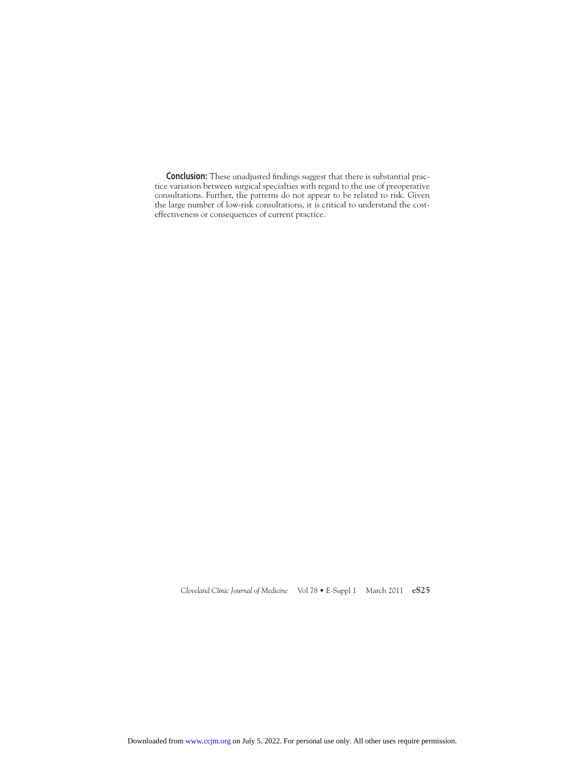**Conclusion:** These unadjusted findings suggest that there is substantial practice variation between surgical specialties with regard to the use of preoperative consultations. Further, the patterns do not appear to be related to risk. Given the large number of low-risk consultations, it is critical to understand the cost-effectiveness or consequences of current practice.